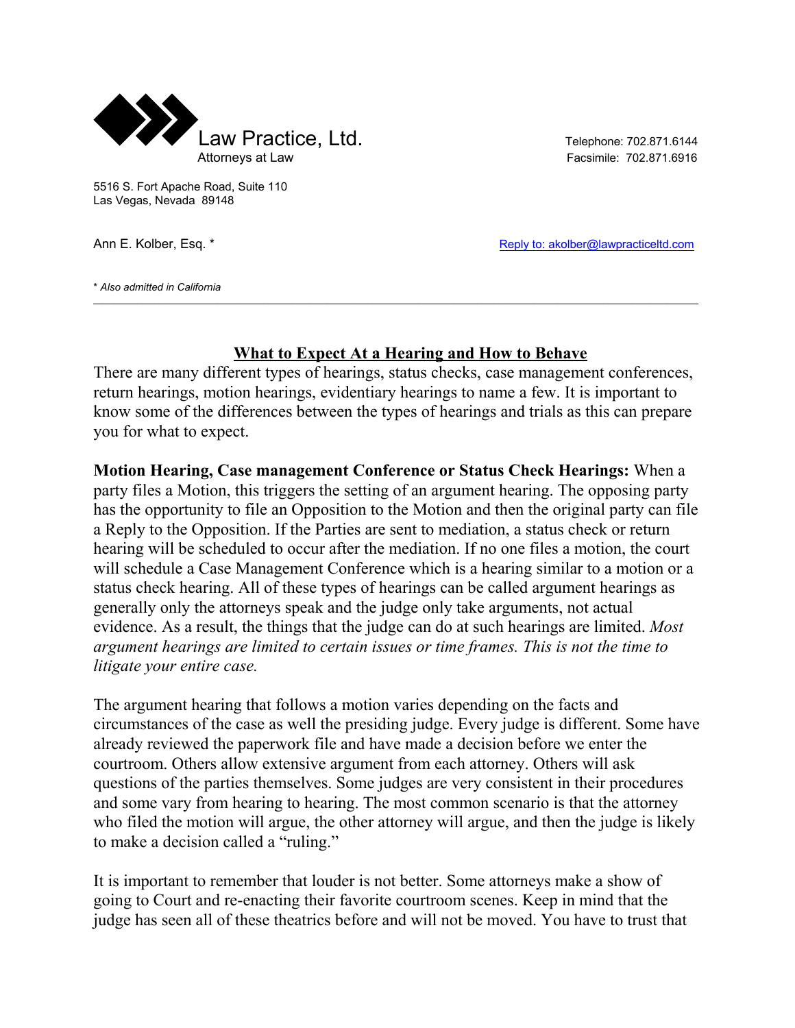Law Practice, Ltd.
Attorneys at Law

Telephone: 702.871.6144
Facsimile: 702.871.6916

5516 S. Fort Apache Road, Suite 110
Las Vegas, Nevada 89148

Ann E. Kolber, Esq. *

Reply to: akolber@lawpracticeltd.com

*\* Also admitted in California*

---

## What to Expect At a Hearing and How to Behave

There are many different types of hearings, status checks, case management conferences, return hearings, motion hearings, evidentiary hearings to name a few. It is important to know some of the differences between the types of hearings and trials as this can prepare you for what to expect.

**Motion Hearing, Case management Conference or Status Check Hearings:** When a party files a Motion, this triggers the setting of an argument hearing. The opposing party has the opportunity to file an Opposition to the Motion and then the original party can file a Reply to the Opposition. If the Parties are sent to mediation, a status check or return hearing will be scheduled to occur after the mediation. If no one files a motion, the court will schedule a Case Management Conference which is a hearing similar to a motion or a status check hearing. All of these types of hearings can be called argument hearings as generally only the attorneys speak and the judge only take arguments, not actual evidence. As a result, the things that the judge can do at such hearings are limited. *Most argument hearings are limited to certain issues or time frames. This is not the time to litigate your entire case.*

The argument hearing that follows a motion varies depending on the facts and circumstances of the case as well the presiding judge. Every judge is different. Some have already reviewed the paperwork file and have made a decision before we enter the courtroom. Others allow extensive argument from each attorney. Others will ask questions of the parties themselves. Some judges are very consistent in their procedures and some vary from hearing to hearing. The most common scenario is that the attorney who filed the motion will argue, the other attorney will argue, and then the judge is likely to make a decision called a "ruling."

It is important to remember that louder is not better. Some attorneys make a show of going to Court and re-enacting their favorite courtroom scenes. Keep in mind that the judge has seen all of these theatrics before and will not be moved. You have to trust that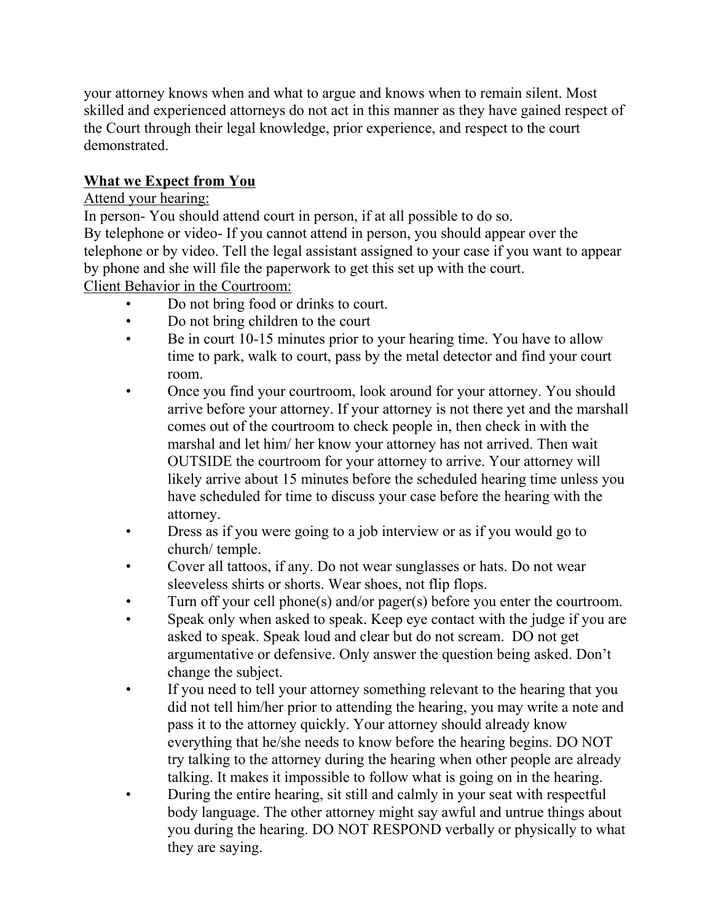your attorney knows when and what to argue and knows when to remain silent. Most skilled and experienced attorneys do not act in this manner as they have gained respect of the Court through their legal knowledge, prior experience, and respect to the court demonstrated.

<u>**What we Expect from You**</u>

<u>Attend your hearing:</u>

In person- You should attend court in person, if at all possible to do so.

By telephone or video- If you cannot attend in person, you should appear over the telephone or by video. Tell the legal assistant assigned to your case if you want to appear by phone and she will file the paperwork to get this set up with the court.

<u>Client Behavior in the Courtroom:</u>

- Do not bring food or drinks to court.
- Do not bring children to the court
- Be in court 10-15 minutes prior to your hearing time. You have to allow time to park, walk to court, pass by the metal detector and find your court room.
- Once you find your courtroom, look around for your attorney. You should arrive before your attorney. If your attorney is not there yet and the marshall comes out of the courtroom to check people in, then check in with the marshal and let him/ her know your attorney has not arrived. Then wait OUTSIDE the courtroom for your attorney to arrive. Your attorney will likely arrive about 15 minutes before the scheduled hearing time unless you have scheduled for time to discuss your case before the hearing with the attorney.
- Dress as if you were going to a job interview or as if you would go to church/ temple.
- Cover all tattoos, if any. Do not wear sunglasses or hats. Do not wear sleeveless shirts or shorts. Wear shoes, not flip flops.
- Turn off your cell phone(s) and/or pager(s) before you enter the courtroom.
- Speak only when asked to speak. Keep eye contact with the judge if you are asked to speak. Speak loud and clear but do not scream. DO not get argumentative or defensive. Only answer the question being asked. Don't change the subject.
- If you need to tell your attorney something relevant to the hearing that you did not tell him/her prior to attending the hearing, you may write a note and pass it to the attorney quickly. Your attorney should already know everything that he/she needs to know before the hearing begins. DO NOT try talking to the attorney during the hearing when other people are already talking. It makes it impossible to follow what is going on in the hearing.
- During the entire hearing, sit still and calmly in your seat with respectful body language. The other attorney might say awful and untrue things about you during the hearing. DO NOT RESPOND verbally or physically to what they are saying.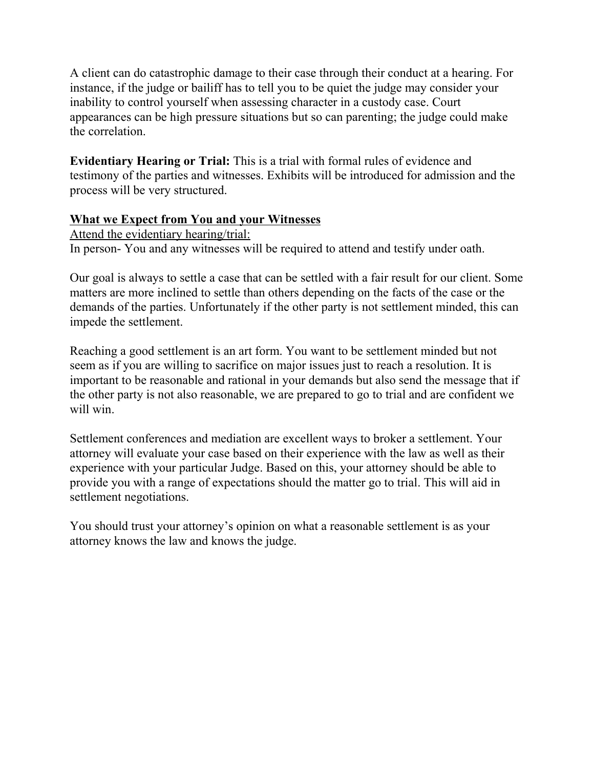A client can do catastrophic damage to their case through their conduct at a hearing. For instance, if the judge or bailiff has to tell you to be quiet the judge may consider your inability to control yourself when assessing character in a custody case. Court appearances can be high pressure situations but so can parenting; the judge could make the correlation.

**Evidentiary Hearing or Trial:** This is a trial with formal rules of evidence and testimony of the parties and witnesses. Exhibits will be introduced for admission and the process will be very structured.

**<u>What we Expect from You and your Witnesses</u>**

<u>Attend the evidentiary hearing/trial:</u>

In person- You and any witnesses will be required to attend and testify under oath.

Our goal is always to settle a case that can be settled with a fair result for our client. Some matters are more inclined to settle than others depending on the facts of the case or the demands of the parties. Unfortunately if the other party is not settlement minded, this can impede the settlement.

Reaching a good settlement is an art form. You want to be settlement minded but not seem as if you are willing to sacrifice on major issues just to reach a resolution. It is important to be reasonable and rational in your demands but also send the message that if the other party is not also reasonable, we are prepared to go to trial and are confident we will win.

Settlement conferences and mediation are excellent ways to broker a settlement. Your attorney will evaluate your case based on their experience with the law as well as their experience with your particular Judge. Based on this, your attorney should be able to provide you with a range of expectations should the matter go to trial. This will aid in settlement negotiations.

You should trust your attorney's opinion on what a reasonable settlement is as your attorney knows the law and knows the judge.